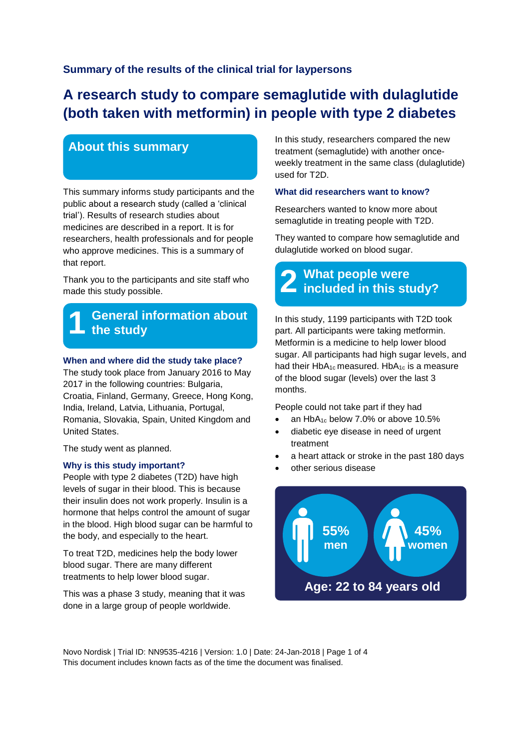**Summary of the results of the clinical trial for laypersons**

# A research study to compare semaglutide with dulaglutide (both taken with metformin) in people with type 2 diabetes

## About this summary

This summary informs study participants and the public about a research study (called a 'clinical trial'). Results of research studies about medicines are described in a report. It is for researchers, health professionals and for people who approve medicines. This is a summary of that report.

Thank you to the participants and site staff who made this study possible.

## 1 General information about the study

### When and where did the study take place?

The study took place from January 2016 to May 2017 in the following countries: Bulgaria, Croatia, Finland, Germany, Greece, Hong Kong, India, Ireland, Latvia, Lithuania, Portugal, Romania, Slovakia, Spain, United Kingdom and United States.

The study went as planned.

### Why is this study important?

People with type 2 diabetes (T2D) have high levels of sugar in their blood. This is because their insulin does not work properly. Insulin is a hormone that helps control the amount of sugar in the blood. High blood sugar can be harmful to the body, and especially to the heart.

To treat T2D, medicines help the body lower blood sugar. There are many different treatments to help lower blood sugar.

This was a phase 3 study, meaning that it was done in a large group of people worldwide.

In this study, researchers compared the new treatment (semaglutide) with another once-weekly treatment in the same class (dulaglutide) used for T2D.

### What did researchers want to know?

Researchers wanted to know more about semaglutide in treating people with T2D.

They wanted to compare how semaglutide and dulaglutide worked on blood sugar.

## 2 What people were included in this study?

In this study, 1199 participants with T2D took part. All participants were taking metformin. Metformin is a medicine to help lower blood sugar. All participants had high sugar levels, and had their $HbA_{1c}$ measured. $HbA_{1c}$ is a measure of the blood sugar (levels) over the last 3 months.

People could not take part if they had

- an $HbA_{1c}$ below 7.0% or above 10.5%
- diabetic eye disease in need of urgent treatment
- a heart attack or stroke in the past 180 days
- other serious disease

55% men

45% women

Age: 22 to 84 years old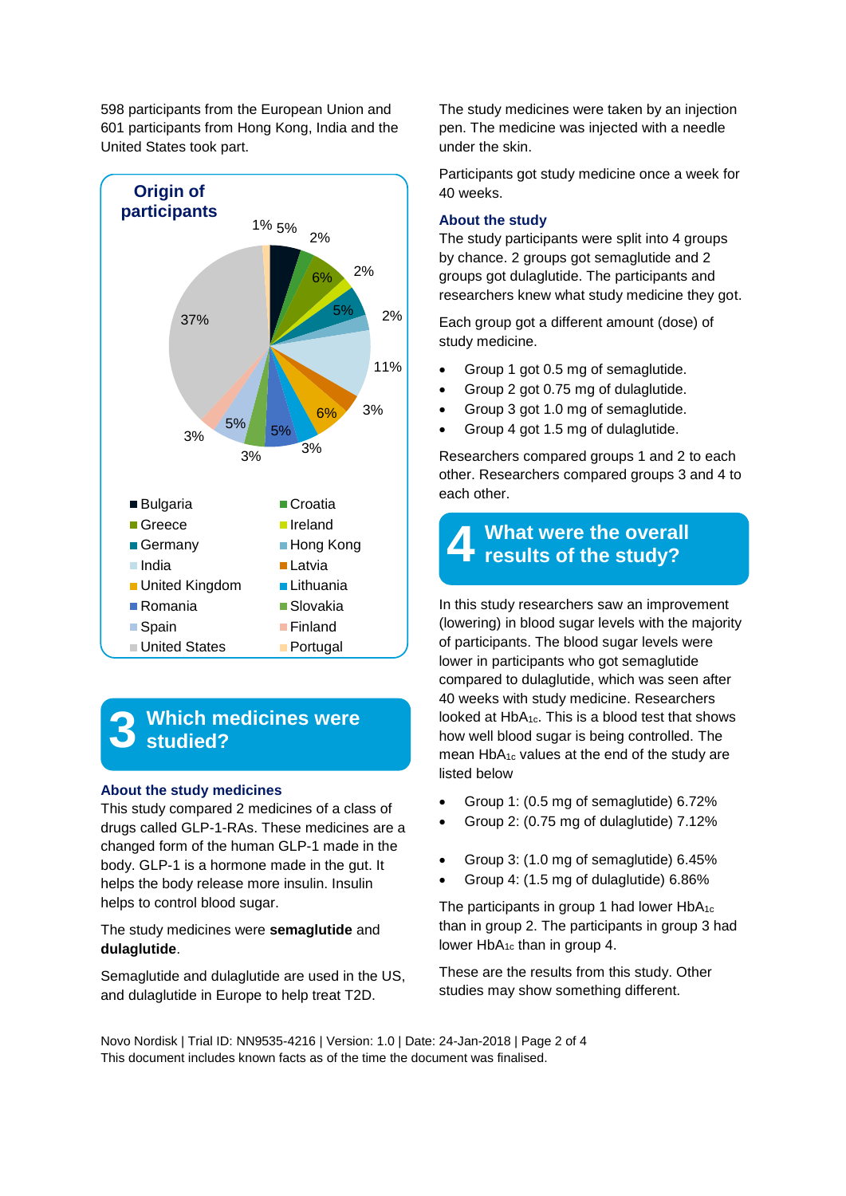598 participants from the European Union and 601 participants from Hong Kong, India and the United States took part.

**Origin of participants**

- Bulgaria
- Croatia
- Greece
- Ireland
- Germany
- Hong Kong
- India
- Latvia
- United Kingdom
- Lithuania
- Romania
- Slovakia
- Spain
- Finland
- United States
- Portugal

1% 5% 2% 6% 2% 5% 2% 11% 3% 6% 3% 5% 3% 5% 3% 37%

## 3 Which medicines were studied?

### About the study medicines

This study compared 2 medicines of a class of drugs called GLP-1-RAs. These medicines are a changed form of the human GLP-1 made in the body. GLP-1 is a hormone made in the gut. It helps the body release more insulin. Insulin helps to control blood sugar.

The study medicines were **semaglutide** and **dulaglutide**.

Semaglutide and dulaglutide are used in the US, and dulaglutide in Europe to help treat T2D.

The study medicines were taken by an injection pen. The medicine was injected with a needle under the skin.

Participants got study medicine once a week for 40 weeks.

### About the study

The study participants were split into 4 groups by chance. 2 groups got semaglutide and 2 groups got dulaglutide. The participants and researchers knew what study medicine they got.

Each group got a different amount (dose) of study medicine.

- Group 1 got 0.5 mg of semaglutide.
- Group 2 got 0.75 mg of dulaglutide.
- Group 3 got 1.0 mg of semaglutide.
- Group 4 got 1.5 mg of dulaglutide.

Researchers compared groups 1 and 2 to each other. Researchers compared groups 3 and 4 to each other.

## 4 What were the overall results of the study?

In this study researchers saw an improvement (lowering) in blood sugar levels with the majority of participants. The blood sugar levels were lower in participants who got semaglutide compared to dulaglutide, which was seen after 40 weeks with study medicine. Researchers looked at $HbA_{1c}$. This is a blood test that shows how well blood sugar is being controlled. The mean $HbA_{1c}$ values at the end of the study are listed below

- Group 1: (0.5 mg of semaglutide) 6.72%
- Group 2: (0.75 mg of dulaglutide) 7.12%

- Group 3: (1.0 mg of semaglutide) 6.45%
- Group 4: (1.5 mg of dulaglutide) 6.86%

The participants in group 1 had lower $HbA_{1c}$ than in group 2. The participants in group 3 had lower $HbA_{1c}$ than in group 4.

These are the results from this study. Other studies may show something different.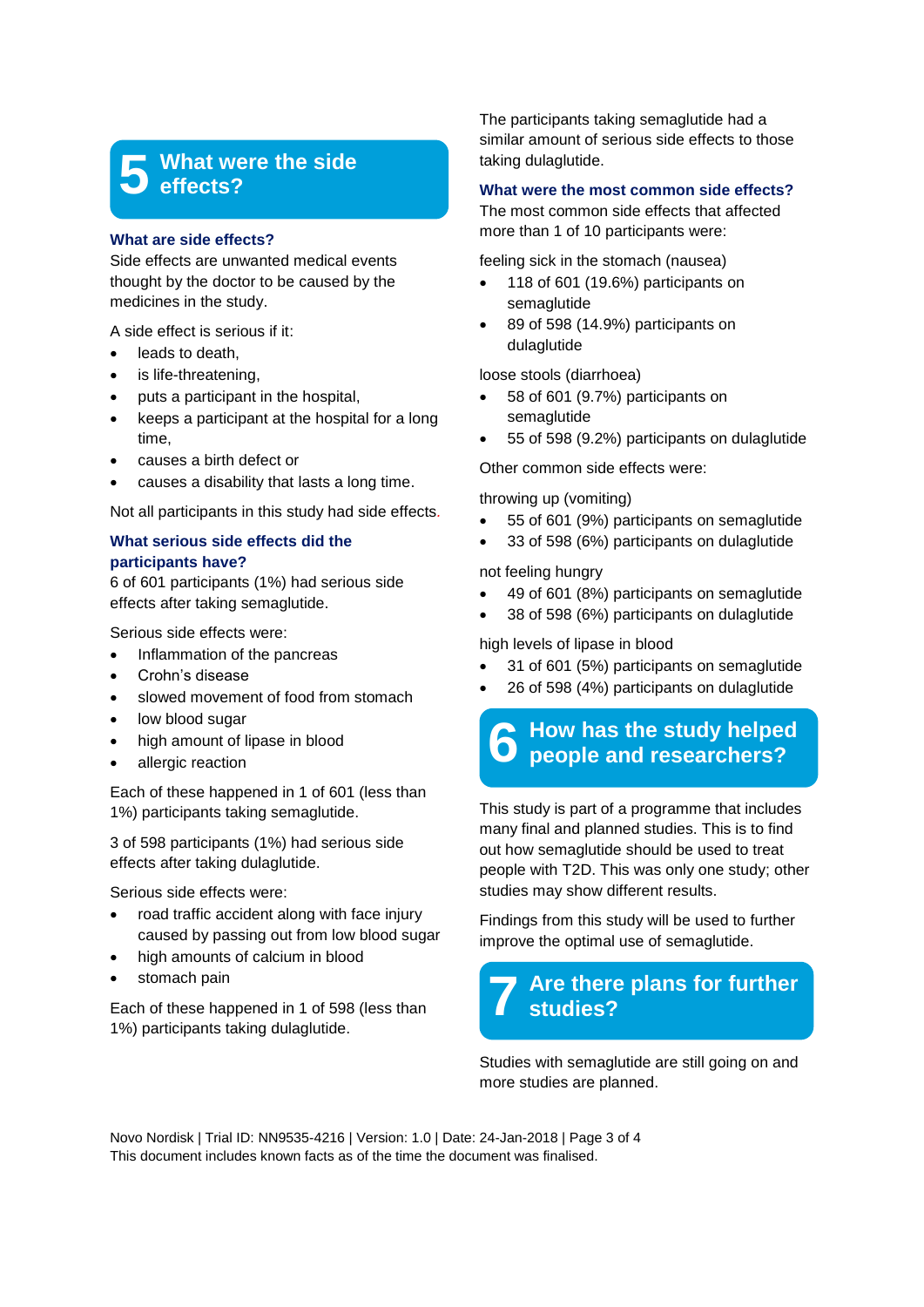## 5 What were the side effects?

### What are side effects?

Side effects are unwanted medical events thought by the doctor to be caused by the medicines in the study.

A side effect is serious if it:

- leads to death,
- is life-threatening,
- puts a participant in the hospital,
- keeps a participant at the hospital for a long time,
- causes a birth defect or
- causes a disability that lasts a long time.

Not all participants in this study had side effects.

### What serious side effects did the participants have?

6 of 601 participants (1%) had serious side effects after taking semaglutide.

Serious side effects were:

- Inflammation of the pancreas
- Crohn's disease
- slowed movement of food from stomach
- low blood sugar
- high amount of lipase in blood
- allergic reaction

Each of these happened in 1 of 601 (less than 1%) participants taking semaglutide.

3 of 598 participants (1%) had serious side effects after taking dulaglutide.

Serious side effects were:

- road traffic accident along with face injury caused by passing out from low blood sugar
- high amounts of calcium in blood
- stomach pain

Each of these happened in 1 of 598 (less than 1%) participants taking dulaglutide.

The participants taking semaglutide had a similar amount of serious side effects to those taking dulaglutide.

### What were the most common side effects?

The most common side effects that affected more than 1 of 10 participants were:

feeling sick in the stomach (nausea)

- 118 of 601 (19.6%) participants on semaglutide
- 89 of 598 (14.9%) participants on dulaglutide

loose stools (diarrhoea)

- 58 of 601 (9.7%) participants on semaglutide
- 55 of 598 (9.2%) participants on dulaglutide

Other common side effects were:

throwing up (vomiting)

- 55 of 601 (9%) participants on semaglutide
- 33 of 598 (6%) participants on dulaglutide

not feeling hungry

- 49 of 601 (8%) participants on semaglutide
- 38 of 598 (6%) participants on dulaglutide

high levels of lipase in blood

- 31 of 601 (5%) participants on semaglutide
- 26 of 598 (4%) participants on dulaglutide

## 6 How has the study helped people and researchers?

This study is part of a programme that includes many final and planned studies. This is to find out how semaglutide should be used to treat people with T2D. This was only one study; other studies may show different results.

Findings from this study will be used to further improve the optimal use of semaglutide.

## 7 Are there plans for further studies?

Studies with semaglutide are still going on and more studies are planned.

Novo Nordisk | Trial ID: NN9535-4216 | Version: 1.0 | Date: 24-Jan-2018

This document includes known facts as of the time the document was finalised.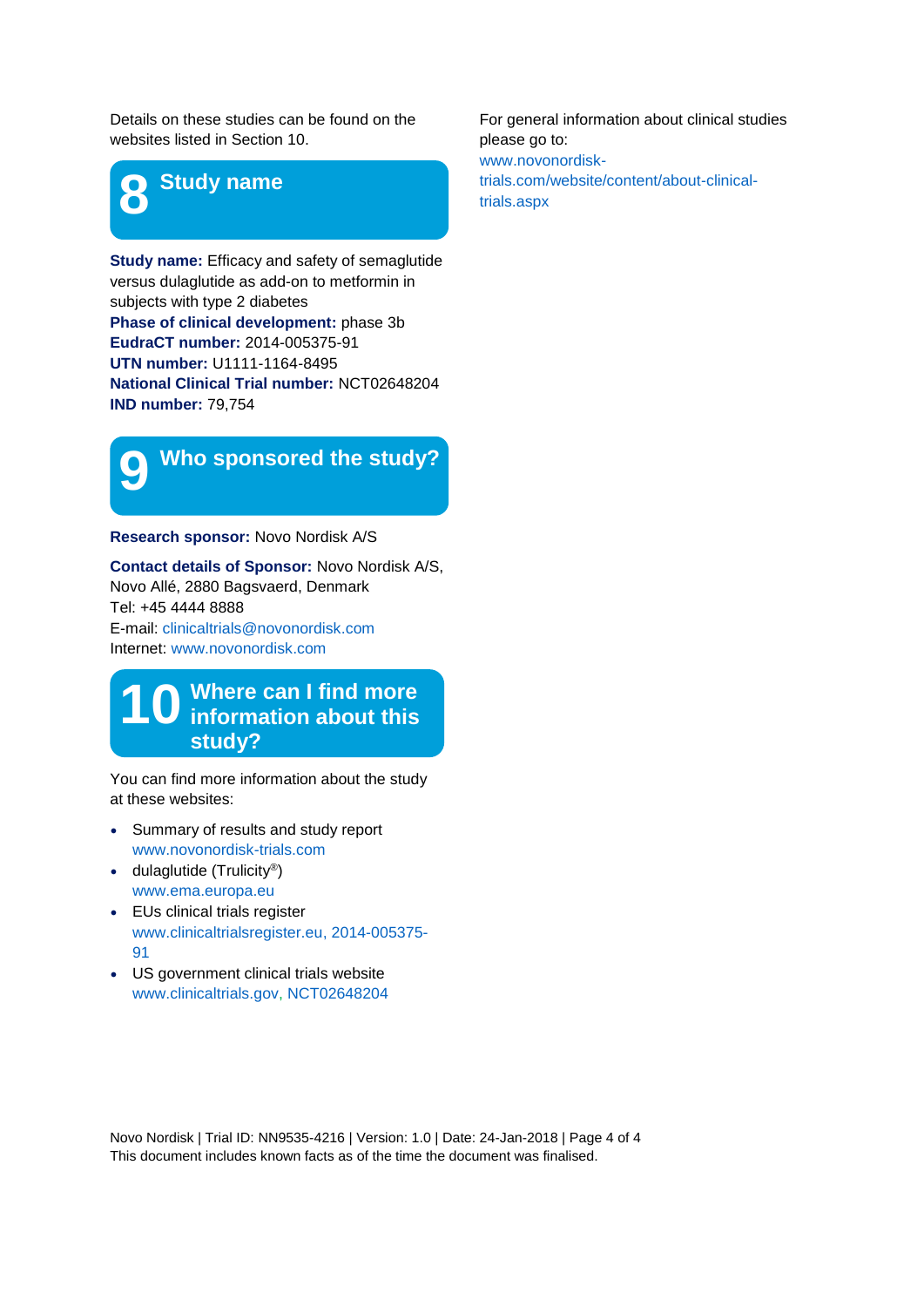Details on these studies can be found on the websites listed in Section 10.

## 8 Study name

**Study name:** Efficacy and safety of semaglutide versus dulaglutide as add-on to metformin in subjects with type 2 diabetes
**Phase of clinical development:** phase 3b
**EudraCT number:** 2014-005375-91
**UTN number:** U1111-1164-8495
**National Clinical Trial number:** NCT02648204
**IND number:** 79,754

## 9 Who sponsored the study?

**Research sponsor:** Novo Nordisk A/S

**Contact details of Sponsor:** Novo Nordisk A/S, Novo Allé, 2880 Bagsvaerd, Denmark
Tel: +45 4444 8888
E-mail: clinicaltrials@novonordisk.com
Internet: www.novonordisk.com

## 10 Where can I find more information about this study?

You can find more information about the study at these websites:

- Summary of results and study report
  www.novonordisk-trials.com
- dulaglutide (Trulicity®)
  www.ema.europa.eu
- EUs clinical trials register
  www.clinicaltrialsregister.eu, 2014-005375-91
- US government clinical trials website
  www.clinicaltrials.gov, NCT02648204

For general information about clinical studies please go to:
www.novonordisk-trials.com/website/content/about-clinical-trials.aspx

Novo Nordisk | Trial ID: NN9535-4216 | Version: 1.0 | Date: 24-Jan-2018
This document includes known facts as of the time the document was finalised.